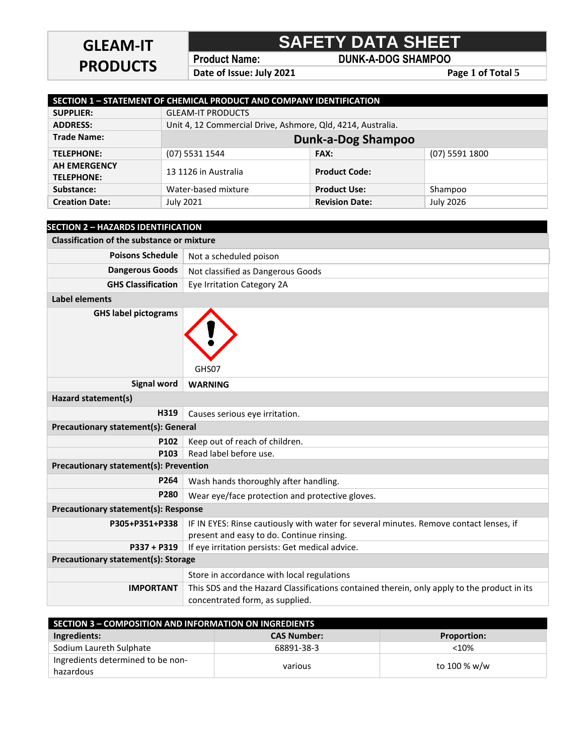# GLEAM-IT PRODUCTS

# SAFETY DATA SHEET

**Product Name:** DUNK-A-DOG SHAMPOO

**Date of Issue:** July 2021

## SECTION 1 – STATEMENT OF CHEMICAL PRODUCT AND COMPANY IDENTIFICATION

| | | | |
|---|---|---|---|
| **SUPPLIER:** | GLEAM-IT PRODUCTS | | |
| **ADDRESS:** | Unit 4, 12 Commercial Drive, Ashmore, Qld, 4214, Australia. | | |
| **Trade Name:** | **Dunk-a-Dog Shampoo** | | |
| **TELEPHONE:** | (07) 5531 1544 | **FAX:** | (07) 5591 1800 |
| **AH EMERGENCY TELEPHONE:** | 13 1126 in Australia | **Product Code:** | |
| **Substance:** | Water-based mixture | **Product Use:** | Shampoo |
| **Creation Date:** | July 2021 | **Revision Date:** | July 2026 |

## SECTION 2 – HAZARDS IDENTIFICATION

**Classification of the substance or mixture**

| | |
|---|---|
| **Poisons Schedule** | Not a scheduled poison |
| **Dangerous Goods** | Not classified as Dangerous Goods |
| **GHS Classification** | Eye Irritation Category 2A |

**Label elements**

| | |
|---|---|
| **GHS label pictograms** | GHS07 |
| **Signal word** | **WARNING** |

**Hazard statement(s)**

| | |
|---|---|
| **H319** | Causes serious eye irritation. |

**Precautionary statement(s): General**

| | |
|---|---|
| **P102** | Keep out of reach of children. |
| **P103** | Read label before use. |

**Precautionary statement(s): Prevention**

| | |
|---|---|
| **P264** | Wash hands thoroughly after handling. |
| **P280** | Wear eye/face protection and protective gloves. |

**Precautionary statement(s): Response**

| | |
|---|---|
| **P305+P351+P338** | IF IN EYES: Rinse cautiously with water for several minutes. Remove contact lenses, if present and easy to do. Continue rinsing. |
| **P337 + P319** | If eye irritation persists: Get medical advice. |

**Precautionary statement(s): Storage**

| | |
|---|---|
| | Store in accordance with local regulations |
| **IMPORTANT** | This SDS and the Hazard Classifications contained therein, only apply to the product in its concentrated form, as supplied. |

## SECTION 3 – COMPOSITION AND INFORMATION ON INGREDIENTS

| **Ingredients:** | **CAS Number:** | **Proportion:** |
|---|---|---|
| Sodium Laureth Sulphate | 68891-38-3 | <10% |
| Ingredients determined to be non-hazardous | various | to 100 % w/w |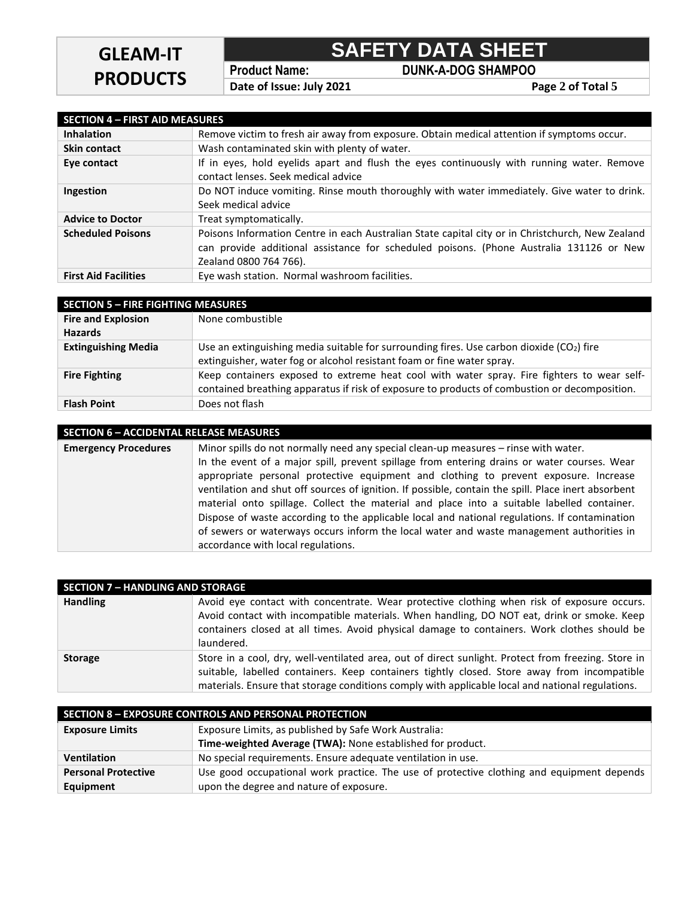## SECTION 4 – FIRST AID MEASURES

| | |
|---|---|
| **Inhalation** | Remove victim to fresh air away from exposure. Obtain medical attention if symptoms occur. |
| **Skin contact** | Wash contaminated skin with plenty of water. |
| **Eye contact** | If in eyes, hold eyelids apart and flush the eyes continuously with running water. Remove contact lenses. Seek medical advice |
| **Ingestion** | Do NOT induce vomiting. Rinse mouth thoroughly with water immediately. Give water to drink. Seek medical advice |
| **Advice to Doctor** | Treat symptomatically. |
| **Scheduled Poisons** | Poisons Information Centre in each Australian State capital city or in Christchurch, New Zealand can provide additional assistance for scheduled poisons. (Phone Australia 131126 or New Zealand 0800 764 766). |
| **First Aid Facilities** | Eye wash station. Normal washroom facilities. |

## SECTION 5 – FIRE FIGHTING MEASURES

| | |
|---|---|
| **Fire and Explosion Hazards** | None combustible |
| **Extinguishing Media** | Use an extinguishing media suitable for surrounding fires. Use carbon dioxide ($CO_2$) fire extinguisher, water fog or alcohol resistant foam or fine water spray. |
| **Fire Fighting** | Keep containers exposed to extreme heat cool with water spray. Fire fighters to wear self-contained breathing apparatus if risk of exposure to products of combustion or decomposition. |
| **Flash Point** | Does not flash |

## SECTION 6 – ACCIDENTAL RELEASE MEASURES

| | |
|---|---|
| **Emergency Procedures** | Minor spills do not normally need any special clean-up measures – rinse with water. In the event of a major spill, prevent spillage from entering drains or water courses. Wear appropriate personal protective equipment and clothing to prevent exposure. Increase ventilation and shut off sources of ignition. If possible, contain the spill. Place inert absorbent material onto spillage. Collect the material and place into a suitable labelled container. Dispose of waste according to the applicable local and national regulations. If contamination of sewers or waterways occurs inform the local water and waste management authorities in accordance with local regulations. |

## SECTION 7 – HANDLING AND STORAGE

| | |
|---|---|
| **Handling** | Avoid eye contact with concentrate. Wear protective clothing when risk of exposure occurs. Avoid contact with incompatible materials. When handling, DO NOT eat, drink or smoke. Keep containers closed at all times. Avoid physical damage to containers. Work clothes should be laundered. |
| **Storage** | Store in a cool, dry, well-ventilated area, out of direct sunlight. Protect from freezing. Store in suitable, labelled containers. Keep containers tightly closed. Store away from incompatible materials. Ensure that storage conditions comply with applicable local and national regulations. |

## SECTION 8 – EXPOSURE CONTROLS AND PERSONAL PROTECTION

| | |
|---|---|
| **Exposure Limits** | Exposure Limits, as published by Safe Work Australia: **Time-weighted Average (TWA):** None established for product. |
| **Ventilation** | No special requirements. Ensure adequate ventilation in use. |
| **Personal Protective Equipment** | Use good occupational work practice. The use of protective clothing and equipment depends upon the degree and nature of exposure. |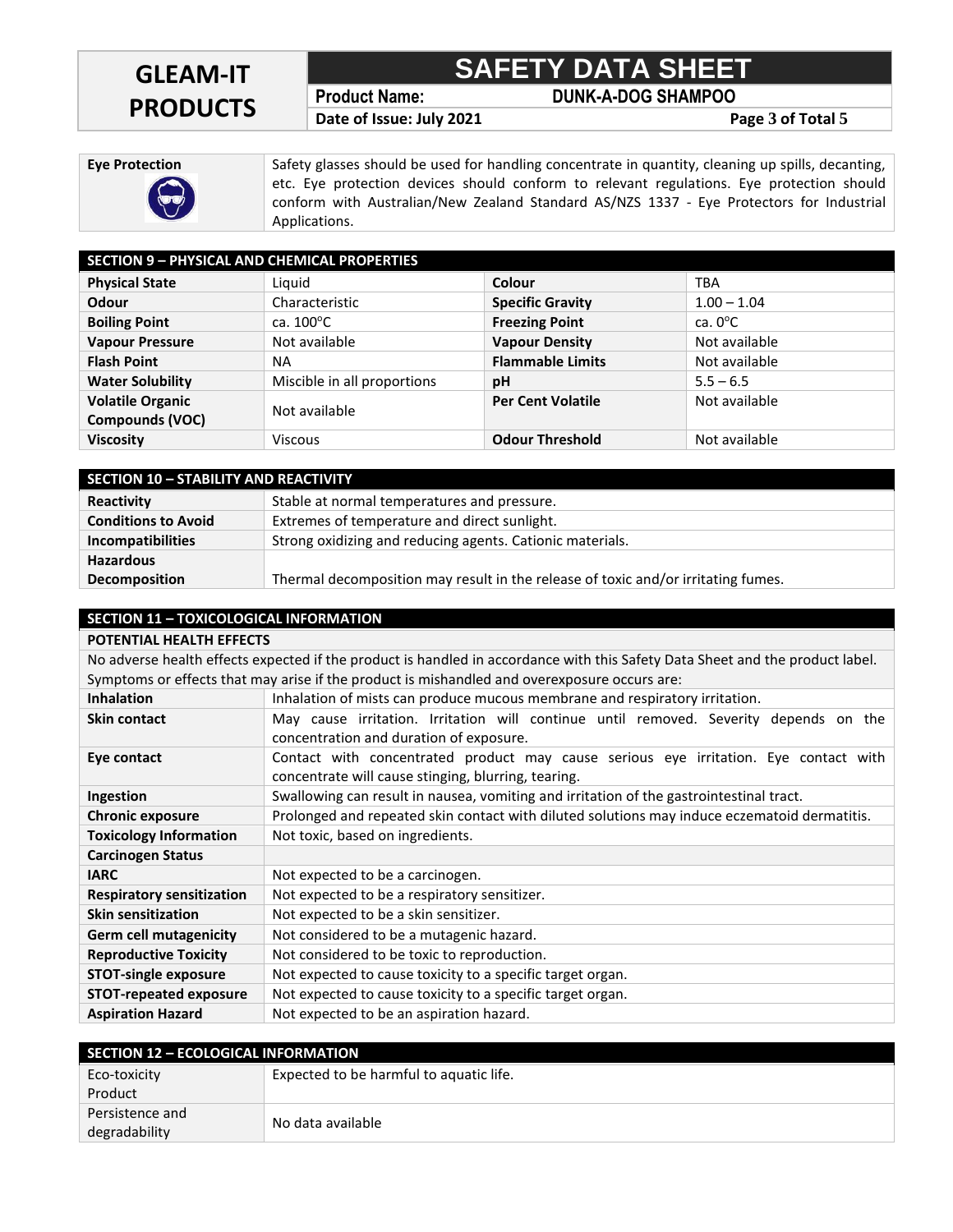| Eye Protection | Safety glasses should be used for handling concentrate in quantity, cleaning up spills, decanting, etc. Eye protection devices should conform to relevant regulations. Eye protection should conform with Australian/New Zealand Standard AS/NZS 1337 - Eye Protectors for Industrial Applications. |
|---|---|

## SECTION 9 – PHYSICAL AND CHEMICAL PROPERTIES

| Property | Value | Property | Value |
|---|---|---|---|
| **Physical State** | Liquid | **Colour** | TBA |
| **Odour** | Characteristic | **Specific Gravity** | 1.00 – 1.04 |
| **Boiling Point** | ca. 100°C | **Freezing Point** | ca. 0°C |
| **Vapour Pressure** | Not available | **Vapour Density** | Not available |
| **Flash Point** | NA | **Flammable Limits** | Not available |
| **Water Solubility** | Miscible in all proportions | **pH** | 5.5 – 6.5 |
| **Volatile Organic Compounds (VOC)** | Not available | **Per Cent Volatile** | Not available |
| **Viscosity** | Viscous | **Odour Threshold** | Not available |

## SECTION 10 – STABILITY AND REACTIVITY

| Item | Details |
|---|---|
| **Reactivity** | Stable at normal temperatures and pressure. |
| **Conditions to Avoid** | Extremes of temperature and direct sunlight. |
| **Incompatibilities** | Strong oxidizing and reducing agents. Cationic materials. |
| **Hazardous Decomposition** | Thermal decomposition may result in the release of toxic and/or irritating fumes. |

## SECTION 11 – TOXICOLOGICAL INFORMATION

**POTENTIAL HEALTH EFFECTS**

No adverse health effects expected if the product is handled in accordance with this Safety Data Sheet and the product label. Symptoms or effects that may arise if the product is mishandled and overexposure occurs are:

| Item | Details |
|---|---|
| **Inhalation** | Inhalation of mists can produce mucous membrane and respiratory irritation. |
| **Skin contact** | May cause irritation. Irritation will continue until removed. Severity depends on the concentration and duration of exposure. |
| **Eye contact** | Contact with concentrated product may cause serious eye irritation. Eye contact with concentrate will cause stinging, blurring, tearing. |
| **Ingestion** | Swallowing can result in nausea, vomiting and irritation of the gastrointestinal tract. |
| **Chronic exposure** | Prolonged and repeated skin contact with diluted solutions may induce eczematoid dermatitis. |
| **Toxicology Information** | Not toxic, based on ingredients. |
| **Carcinogen Status** | |
| **IARC** | Not expected to be a carcinogen. |
| **Respiratory sensitization** | Not expected to be a respiratory sensitizer. |
| **Skin sensitization** | Not expected to be a skin sensitizer. |
| **Germ cell mutagenicity** | Not considered to be a mutagenic hazard. |
| **Reproductive Toxicity** | Not considered to be toxic to reproduction. |
| **STOT-single exposure** | Not expected to cause toxicity to a specific target organ. |
| **STOT-repeated exposure** | Not expected to cause toxicity to a specific target organ. |
| **Aspiration Hazard** | Not expected to be an aspiration hazard. |

## SECTION 12 – ECOLOGICAL INFORMATION

| Item | Details |
|---|---|
| Eco-toxicity Product | Expected to be harmful to aquatic life. |
| Persistence and degradability | No data available |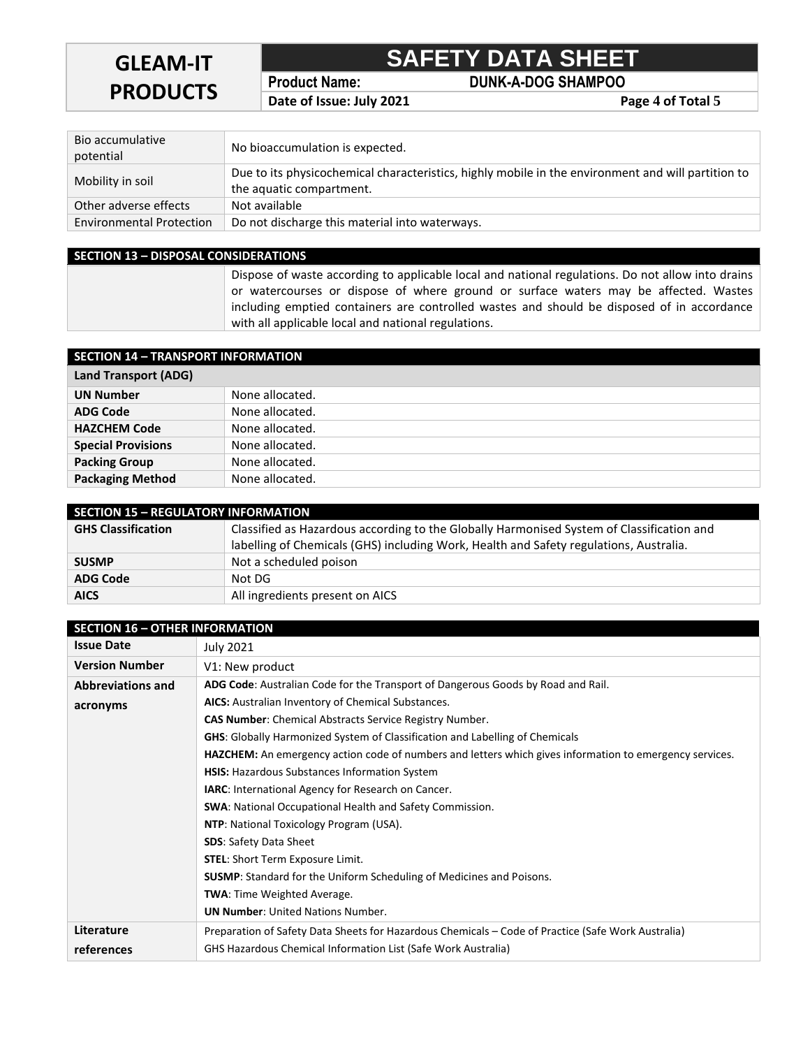| | |
|---|---|
| Bio accumulative potential | No bioaccumulation is expected. |
| Mobility in soil | Due to its physicochemical characteristics, highly mobile in the environment and will partition to the aquatic compartment. |
| Other adverse effects | Not available |
| Environmental Protection | Do not discharge this material into waterways. |

## SECTION 13 – DISPOSAL CONSIDERATIONS

Dispose of waste according to applicable local and national regulations. Do not allow into drains or watercourses or dispose of where ground or surface waters may be affected. Wastes including emptied containers are controlled wastes and should be disposed of in accordance with all applicable local and national regulations.

## SECTION 14 – TRANSPORT INFORMATION

| Land Transport (ADG) | |
|---|---|
| **UN Number** | None allocated. |
| **ADG Code** | None allocated. |
| **HAZCHEM Code** | None allocated. |
| **Special Provisions** | None allocated. |
| **Packing Group** | None allocated. |
| **Packaging Method** | None allocated. |

## SECTION 15 – REGULATORY INFORMATION

| | |
|---|---|
| **GHS Classification** | Classified as Hazardous according to the Globally Harmonised System of Classification and labelling of Chemicals (GHS) including Work, Health and Safety regulations, Australia. |
| **SUSMP** | Not a scheduled poison |
| **ADG Code** | Not DG |
| **AICS** | All ingredients present on AICS |

## SECTION 16 – OTHER INFORMATION

| | |
|---|---|
| **Issue Date** | July 2021 |
| **Version Number** | V1: New product |
| **Abbreviations and acronyms** | **ADG Code**: Australian Code for the Transport of Dangerous Goods by Road and Rail.<br>**AICS:** Australian Inventory of Chemical Substances.<br>**CAS Number**: Chemical Abstracts Service Registry Number.<br>**GHS**: Globally Harmonized System of Classification and Labelling of Chemicals<br>**HAZCHEM:** An emergency action code of numbers and letters which gives information to emergency services.<br>**HSIS:** Hazardous Substances Information System<br>**IARC**: International Agency for Research on Cancer.<br>**SWA**: National Occupational Health and Safety Commission.<br>**NTP**: National Toxicology Program (USA).<br>**SDS**: Safety Data Sheet<br>**STEL**: Short Term Exposure Limit.<br>**SUSMP**: Standard for the Uniform Scheduling of Medicines and Poisons.<br>**TWA**: Time Weighted Average.<br>**UN Number**: United Nations Number. |
| **Literature references** | Preparation of Safety Data Sheets for Hazardous Chemicals – Code of Practice (Safe Work Australia)<br>GHS Hazardous Chemical Information List (Safe Work Australia) |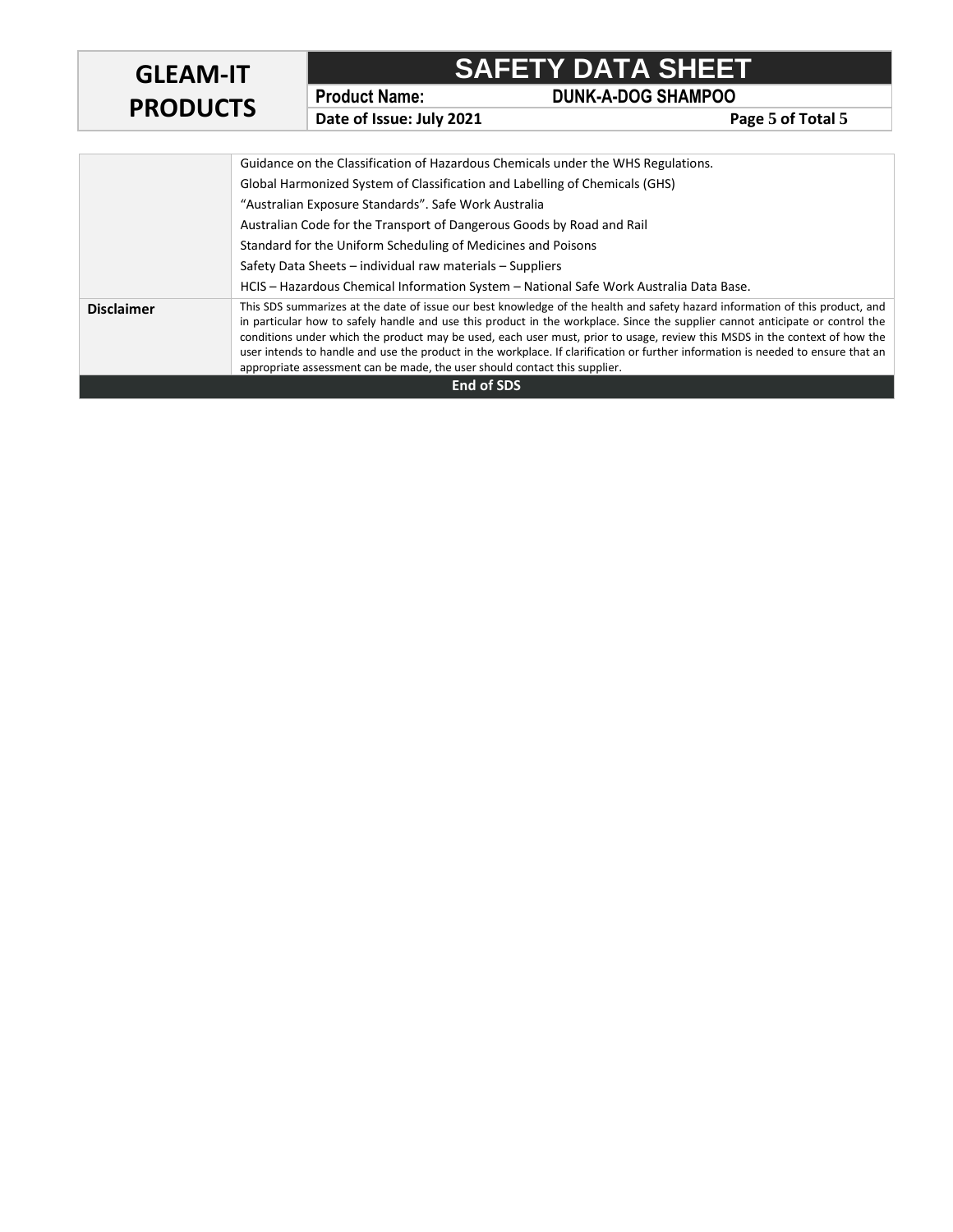| | |
|---|---|
| | Guidance on the Classification of Hazardous Chemicals under the WHS Regulations.<br>Global Harmonized System of Classification and Labelling of Chemicals (GHS)<br>"Australian Exposure Standards". Safe Work Australia<br>Australian Code for the Transport of Dangerous Goods by Road and Rail<br>Standard for the Uniform Scheduling of Medicines and Poisons<br>Safety Data Sheets – individual raw materials – Suppliers<br>HCIS – Hazardous Chemical Information System – National Safe Work Australia Data Base. |
| **Disclaimer** | This SDS summarizes at the date of issue our best knowledge of the health and safety hazard information of this product, and in particular how to safely handle and use this product in the workplace. Since the supplier cannot anticipate or control the conditions under which the product may be used, each user must, prior to usage, review this MSDS in the context of how the user intends to handle and use the product in the workplace. If clarification or further information is needed to ensure that an appropriate assessment can be made, the user should contact this supplier. |

**End of SDS**